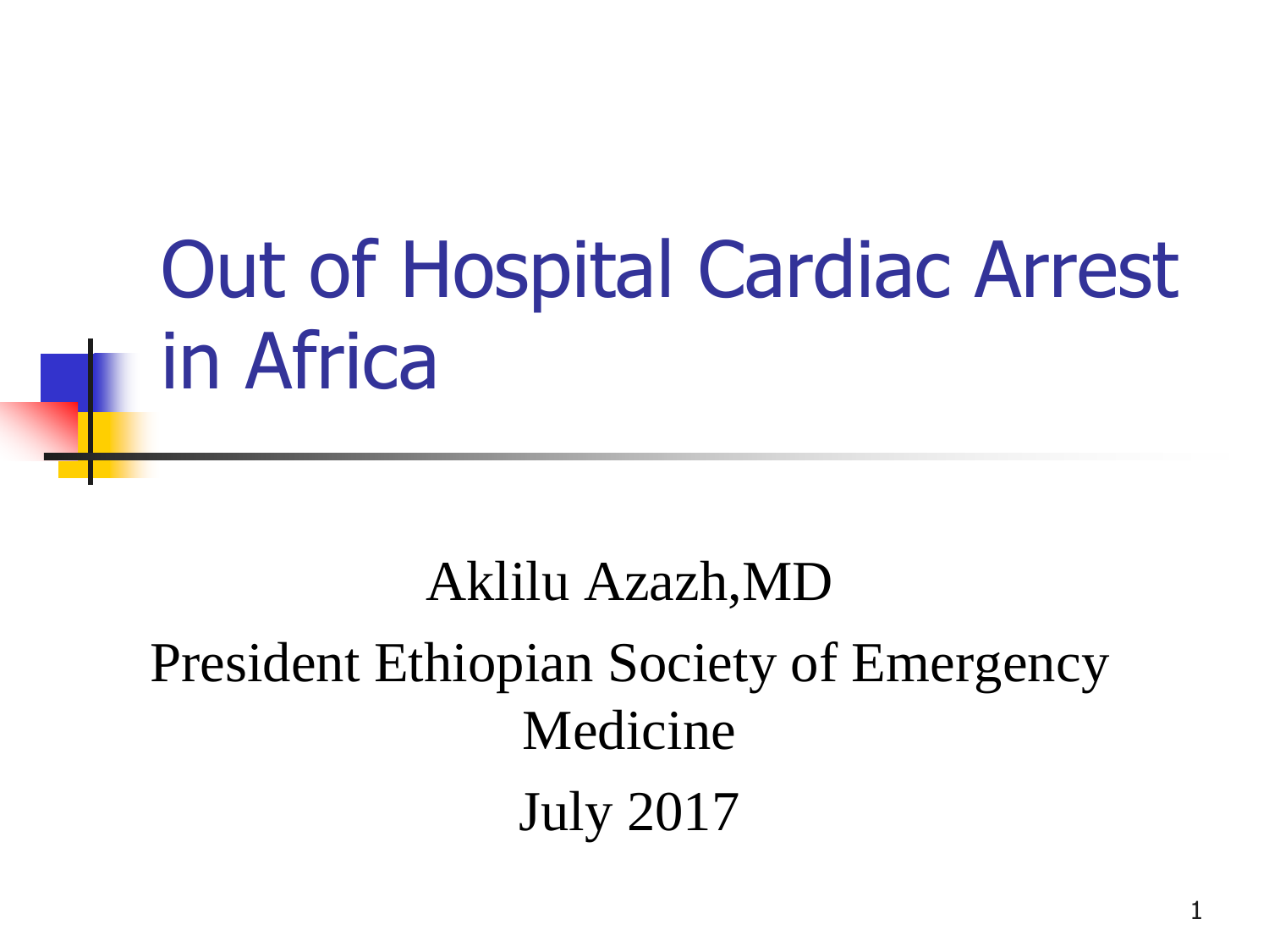# Out of Hospital Cardiac Arrest in Africa

Aklilu Azazh,MD

President Ethiopian Society of Emergency Medicine

July 2017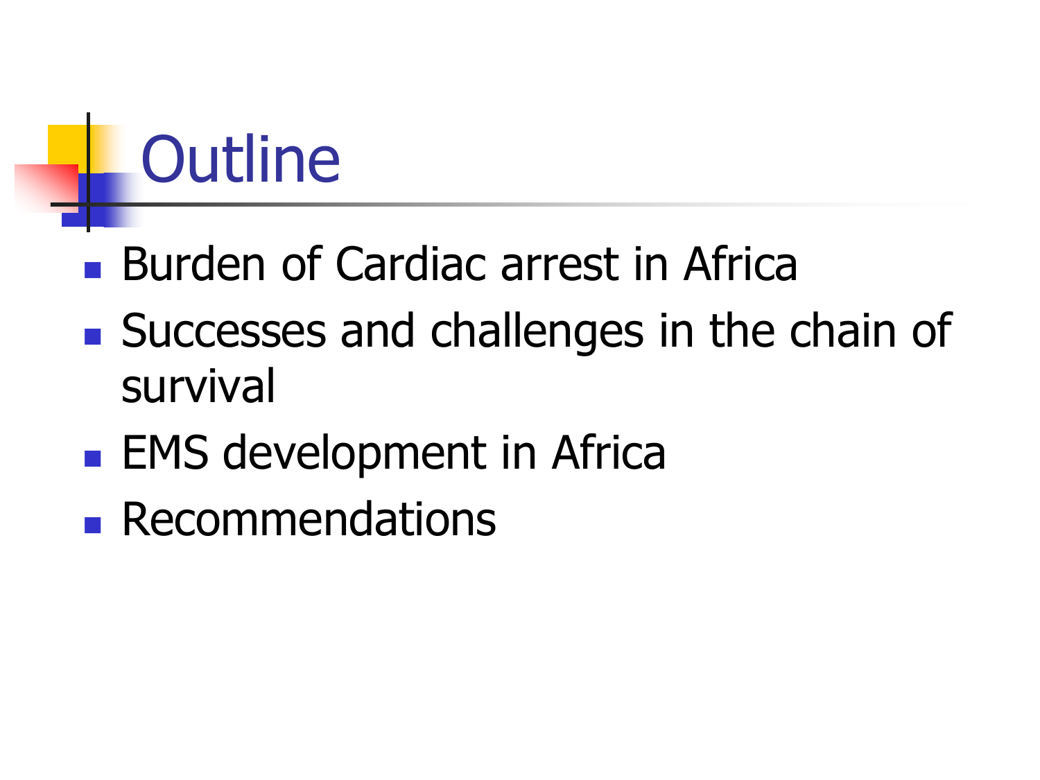# Outline

- Burden of Cardiac arrest in Africa
- Successes and challenges in the chain of survival
- EMS development in Africa
- Recommendations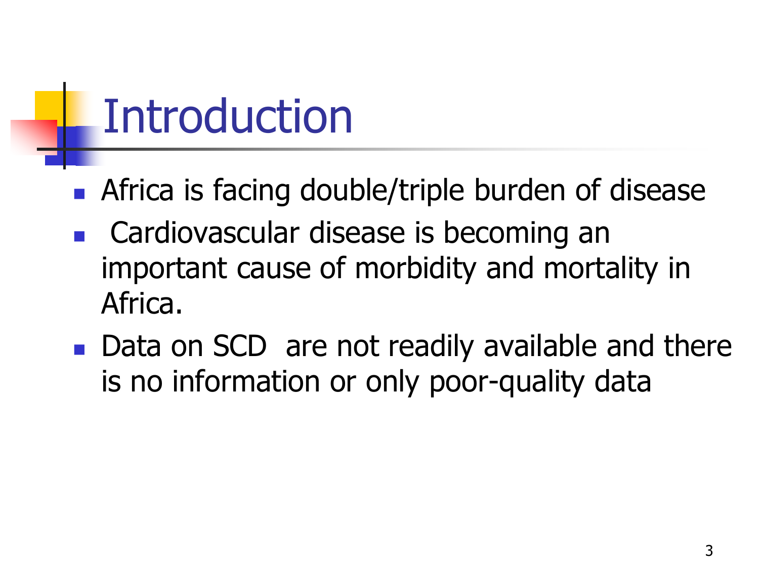# Introduction

- Africa is facing double/triple burden of disease
- Cardiovascular disease is becoming an important cause of morbidity and mortality in Africa.
- Data on SCD are not readily available and there is no information or only poor-quality data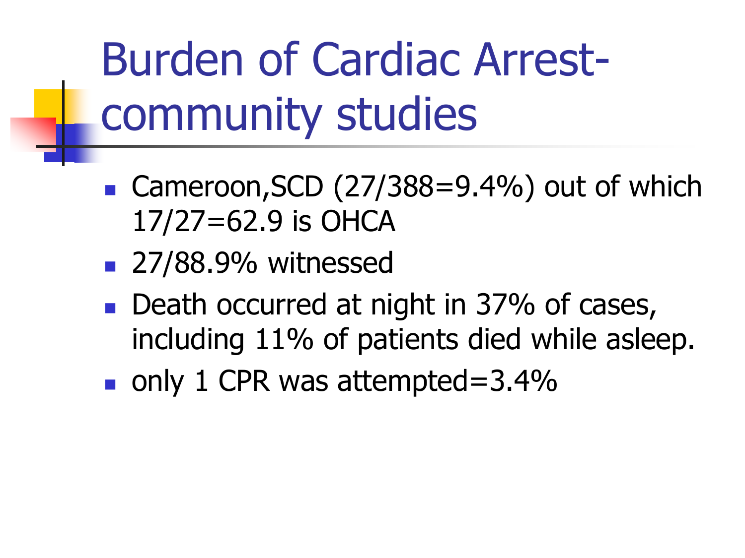# Burden of Cardiac Arrest-community studies

- Cameroon,SCD (27/388=9.4%) out of which 17/27=62.9 is OHCA
- 27/88.9% witnessed
- Death occurred at night in 37% of cases, including 11% of patients died while asleep.
- only 1 CPR was attempted=3.4%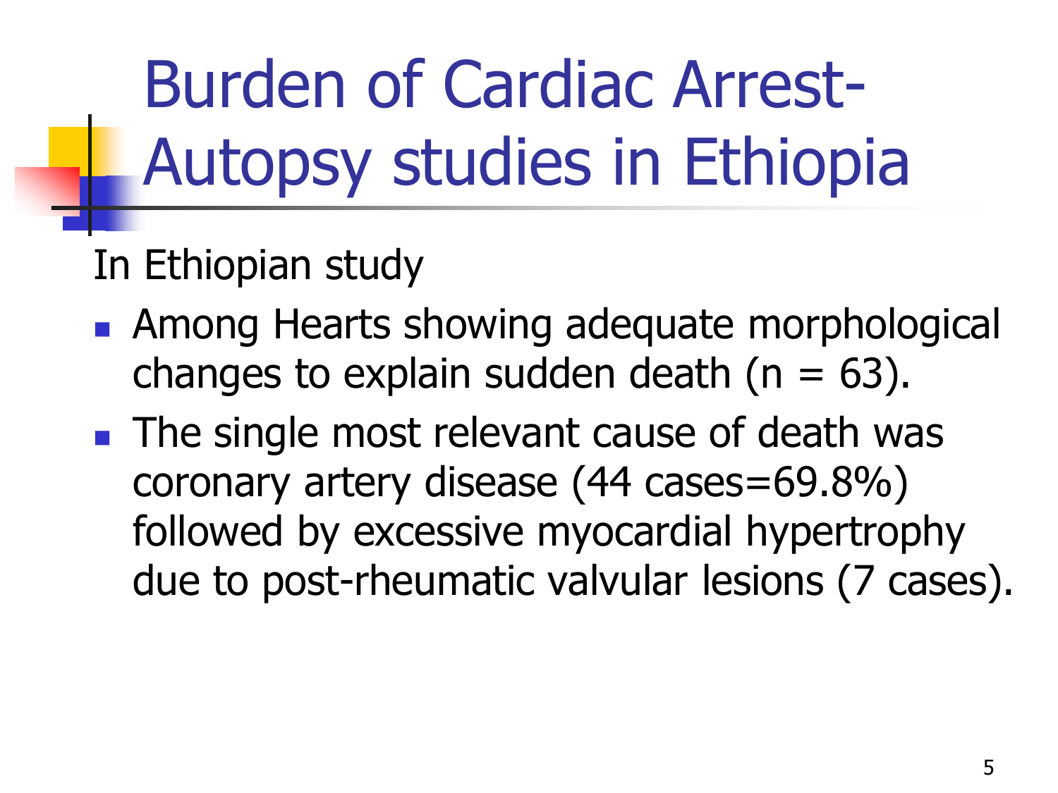# Burden of Cardiac Arrest- Autopsy studies in Ethiopia

In Ethiopian study

- Among Hearts showing adequate morphological changes to explain sudden death (n = 63).
- The single most relevant cause of death was coronary artery disease (44 cases=69.8%) followed by excessive myocardial hypertrophy due to post-rheumatic valvular lesions (7 cases).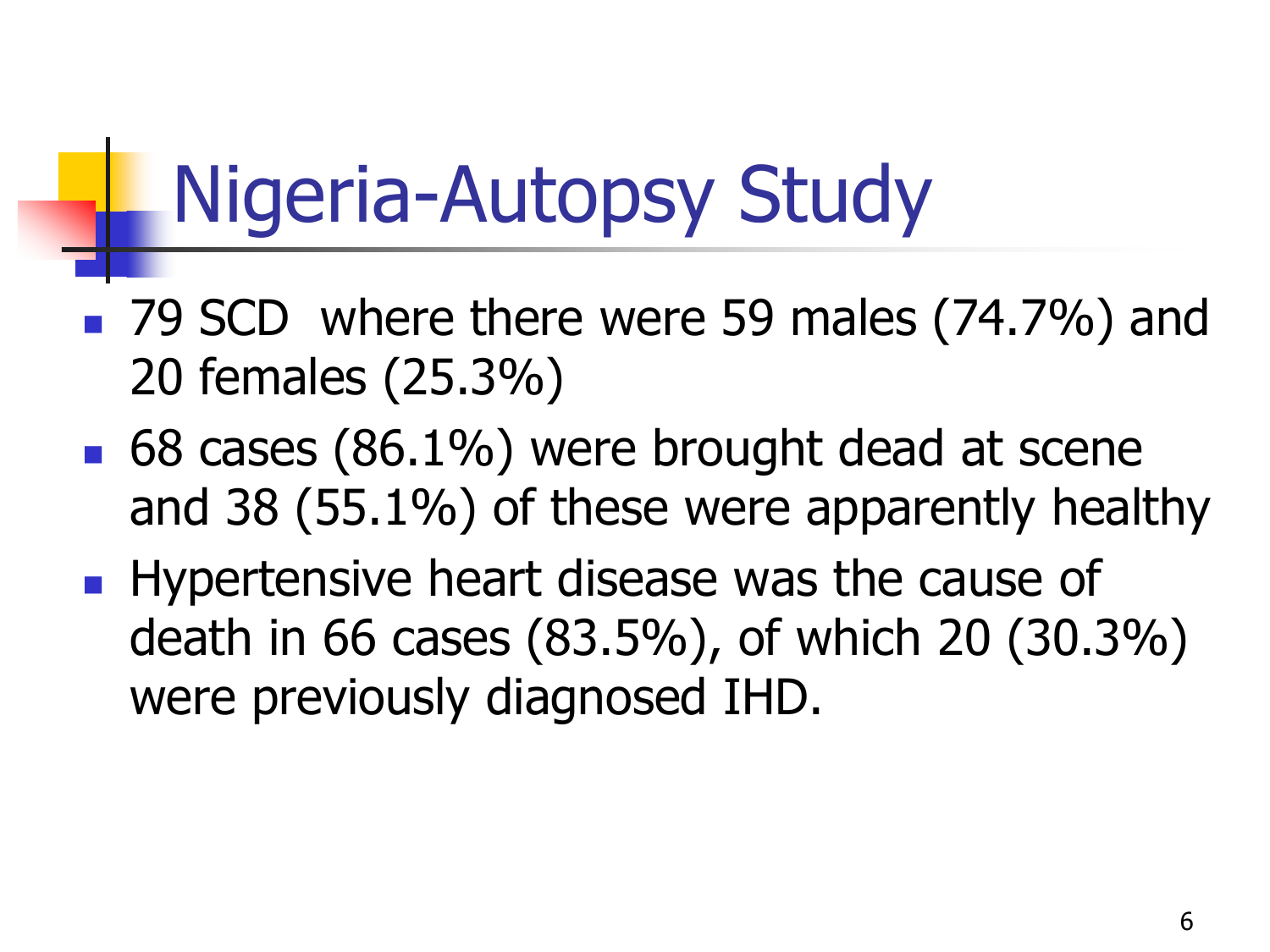# Nigeria-Autopsy Study

- 79 SCD where there were 59 males (74.7%) and 20 females (25.3%)
- 68 cases (86.1%) were brought dead at scene and 38 (55.1%) of these were apparently healthy
- Hypertensive heart disease was the cause of death in 66 cases (83.5%), of which 20 (30.3%) were previously diagnosed IHD.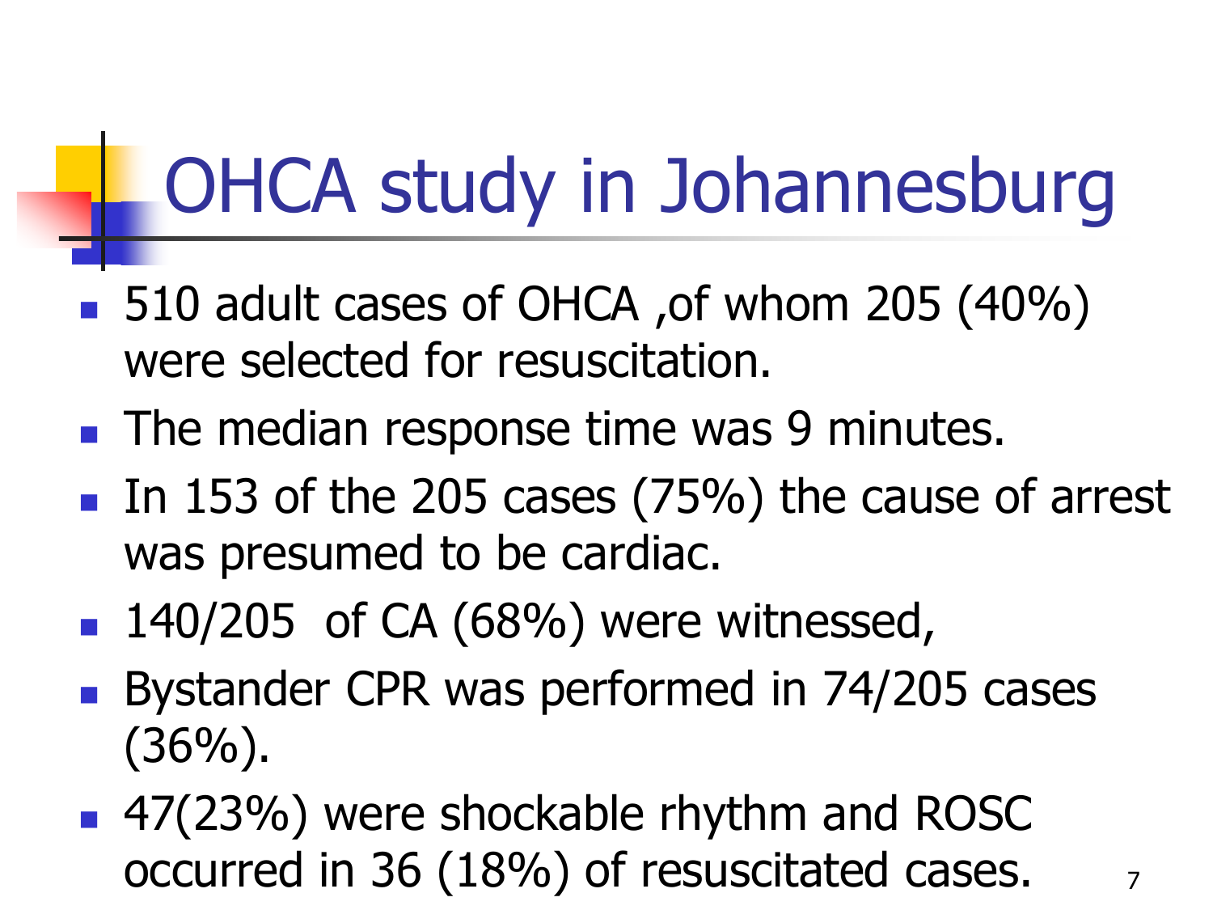# OHCA study in Johannesburg

- 510 adult cases of OHCA ,of whom 205 (40%) were selected for resuscitation.
- The median response time was 9 minutes.
- In 153 of the 205 cases (75%) the cause of arrest was presumed to be cardiac.
- 140/205 of CA (68%) were witnessed,
- Bystander CPR was performed in 74/205 cases (36%).
- 47(23%) were shockable rhythm and ROSC occurred in 36 (18%) of resuscitated cases.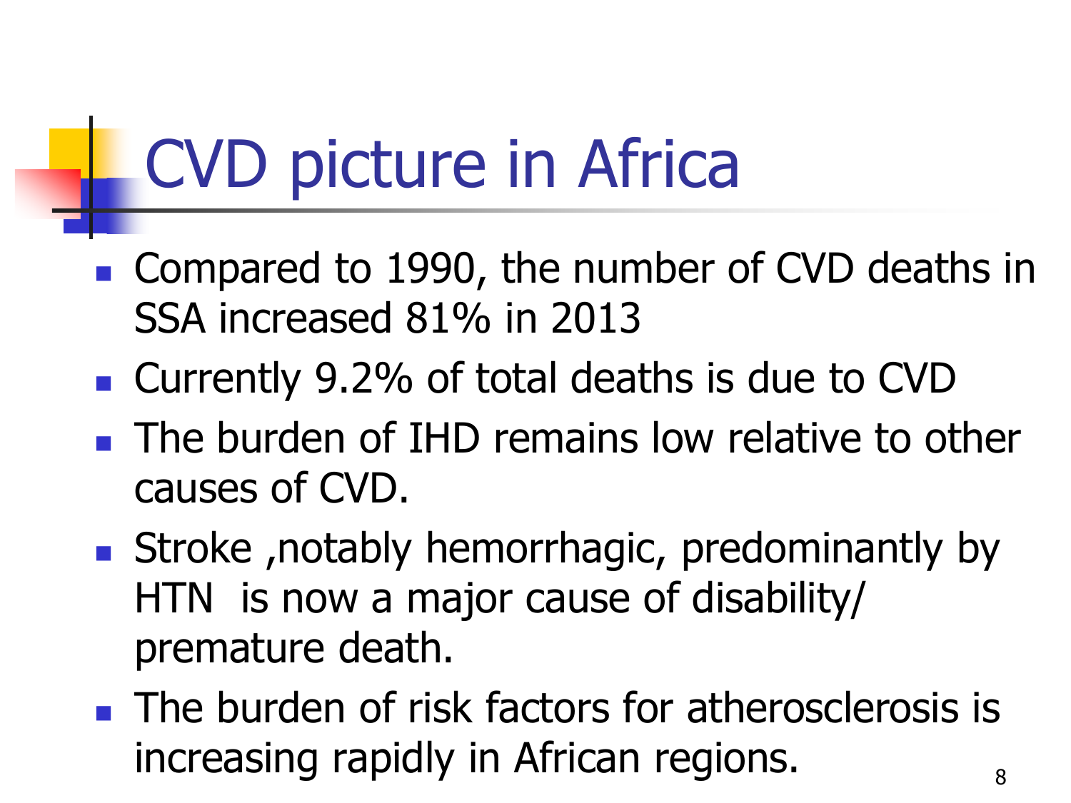# CVD picture in Africa

- Compared to 1990, the number of CVD deaths in SSA increased 81% in 2013
- Currently 9.2% of total deaths is due to CVD
- The burden of IHD remains low relative to other causes of CVD.
- Stroke ,notably hemorrhagic, predominantly by HTN is now a major cause of disability/ premature death.
- The burden of risk factors for atherosclerosis is increasing rapidly in African regions.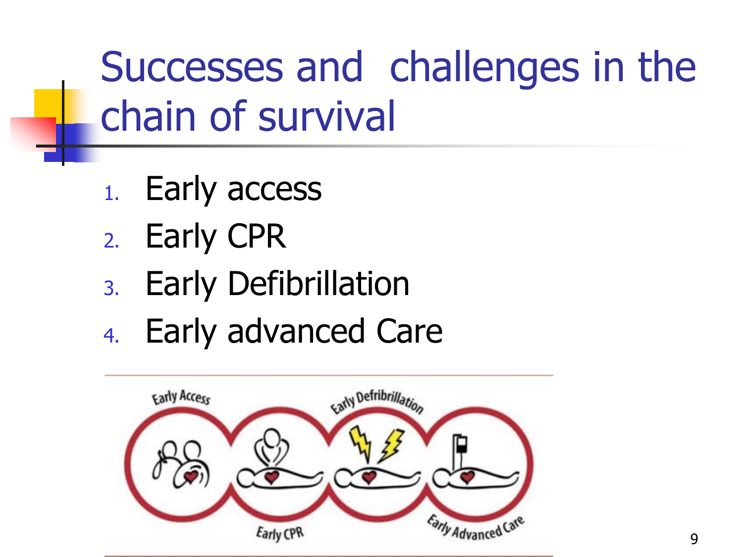# Successes and challenges in the chain of survival

1. Early access
2. Early CPR
3. Early Defibrillation
4. Early advanced Care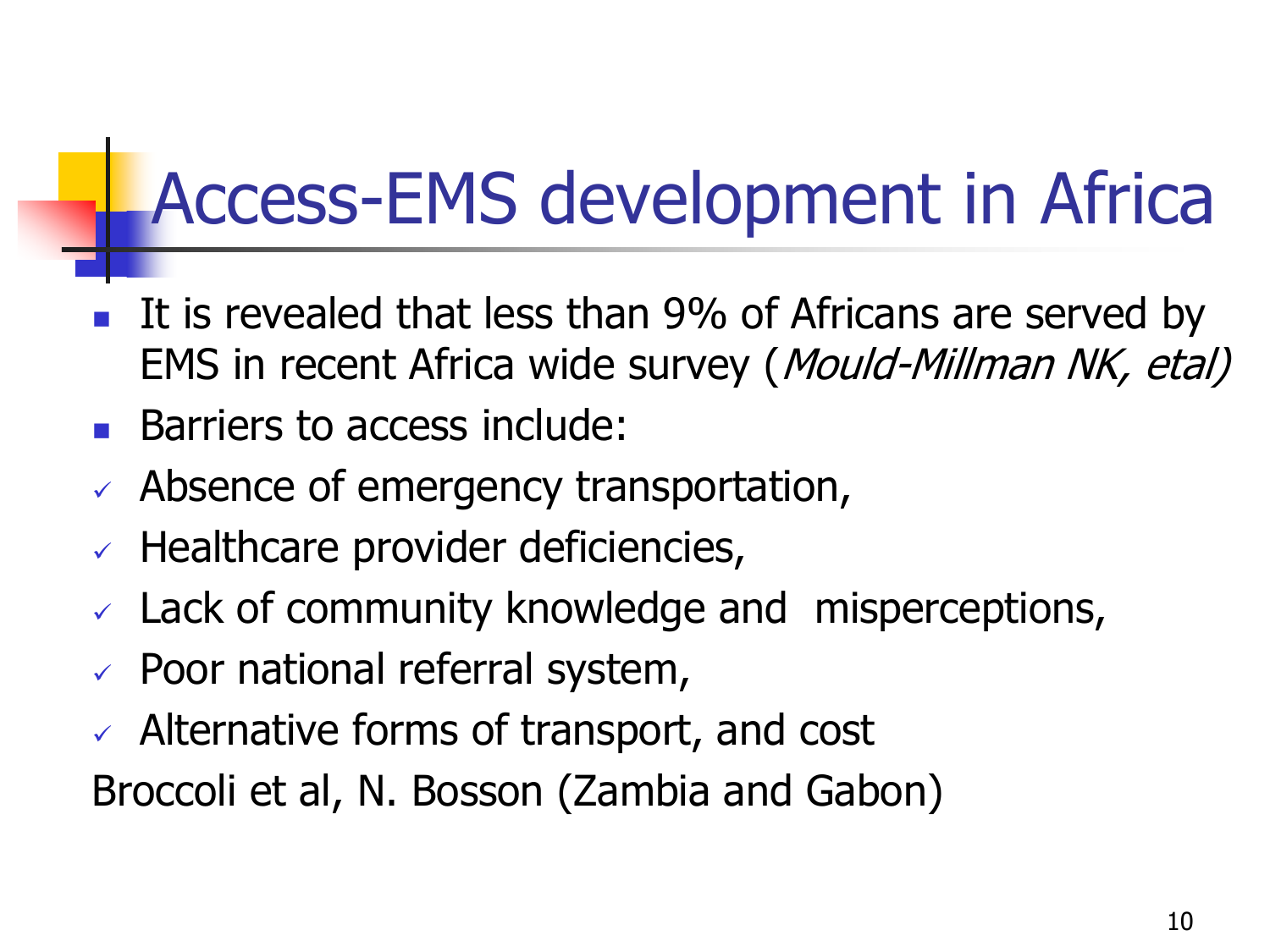# Access-EMS development in Africa

- It is revealed that less than 9% of Africans are served by EMS in recent Africa wide survey (*Mould-Millman NK, etal)*
- Barriers to access include:
  - ✓ Absence of emergency transportation,
  - ✓ Healthcare provider deficiencies,
  - ✓ Lack of community knowledge and misperceptions,
  - ✓ Poor national referral system,
  - ✓ Alternative forms of transport, and cost

Broccoli et al, N. Bosson (Zambia and Gabon)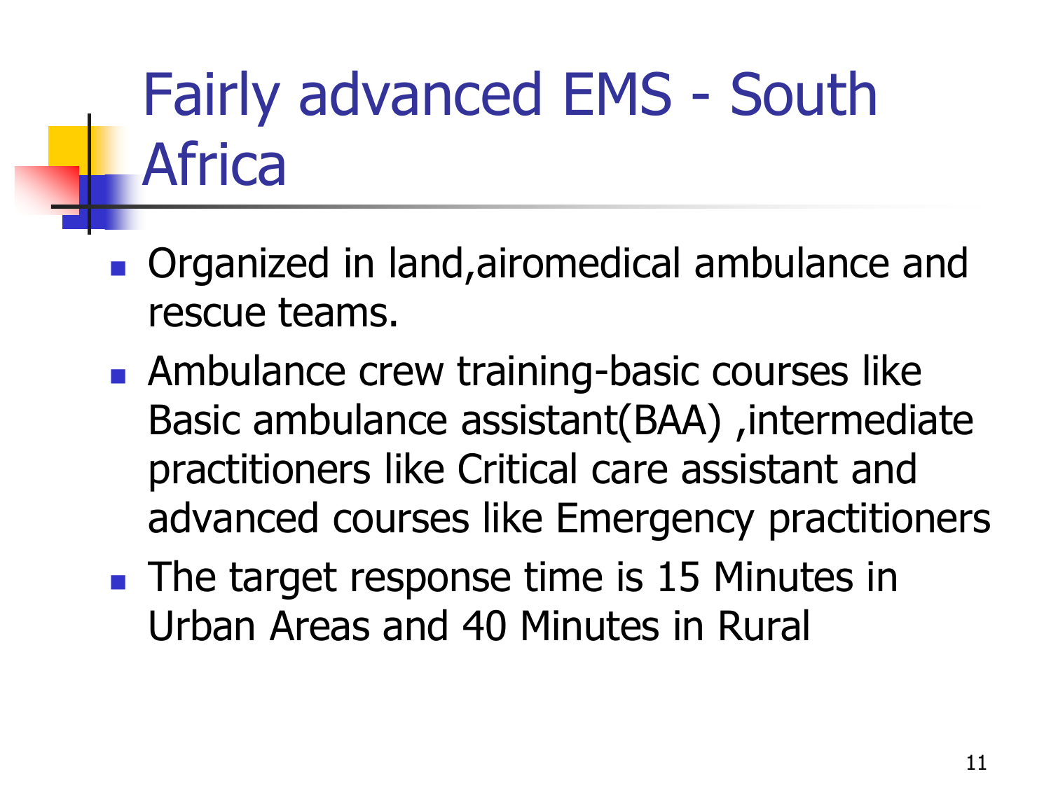# Fairly advanced EMS - South Africa

- Organized in land,airomedical ambulance and rescue teams.
- Ambulance crew training-basic courses like Basic ambulance assistant(BAA) ,intermediate practitioners like Critical care assistant and advanced courses like Emergency practitioners
- The target response time is 15 Minutes in Urban Areas and 40 Minutes in Rural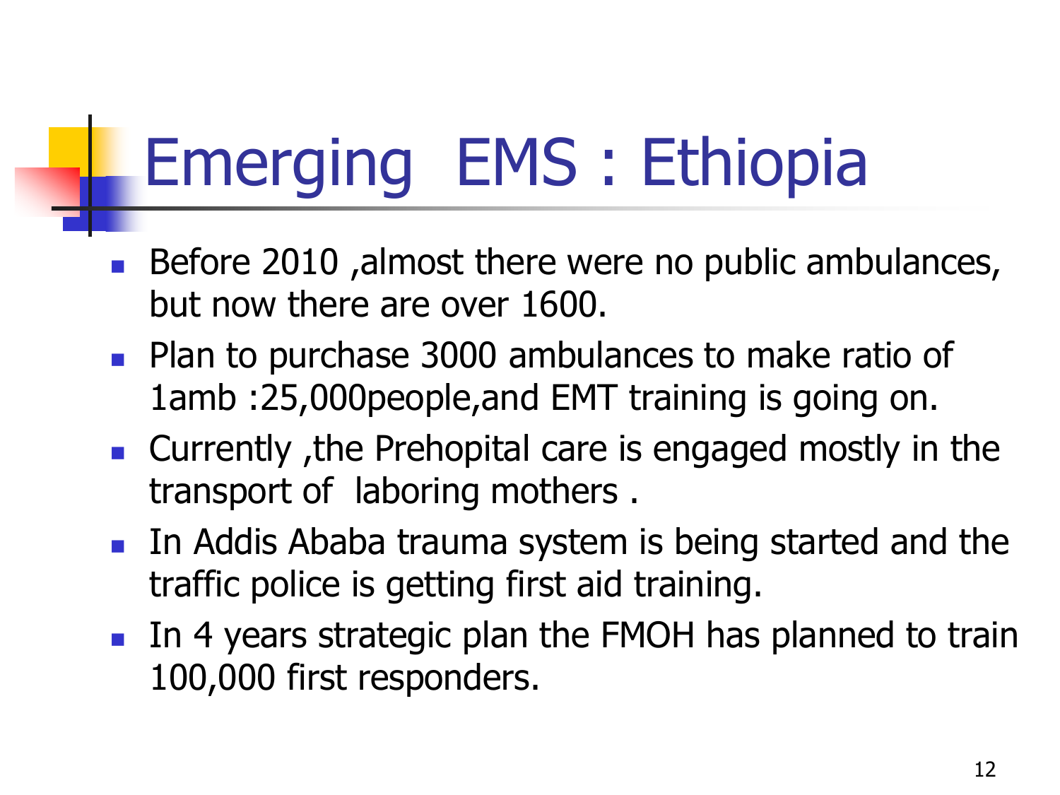# Emerging EMS : Ethiopia

- Before 2010 ,almost there were no public ambulances, but now there are over 1600.
- Plan to purchase 3000 ambulances to make ratio of 1amb :25,000people,and EMT training is going on.
- Currently ,the Prehopital care is engaged mostly in the transport of laboring mothers .
- In Addis Ababa trauma system is being started and the traffic police is getting first aid training.
- In 4 years strategic plan the FMOH has planned to train 100,000 first responders.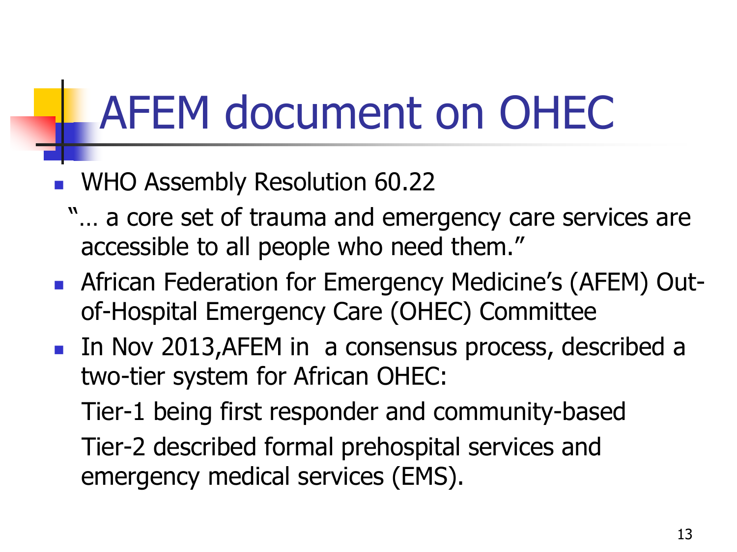# AFEM document on OHEC

- WHO Assembly Resolution 60.22

  "… a core set of trauma and emergency care services are accessible to all people who need them."
- African Federation for Emergency Medicine's (AFEM) Out-of-Hospital Emergency Care (OHEC) Committee
- In Nov 2013,AFEM in  a consensus process, described a two-tier system for African OHEC:

  Tier-1 being first responder and community-based

  Tier-2 described formal prehospital services and emergency medical services (EMS).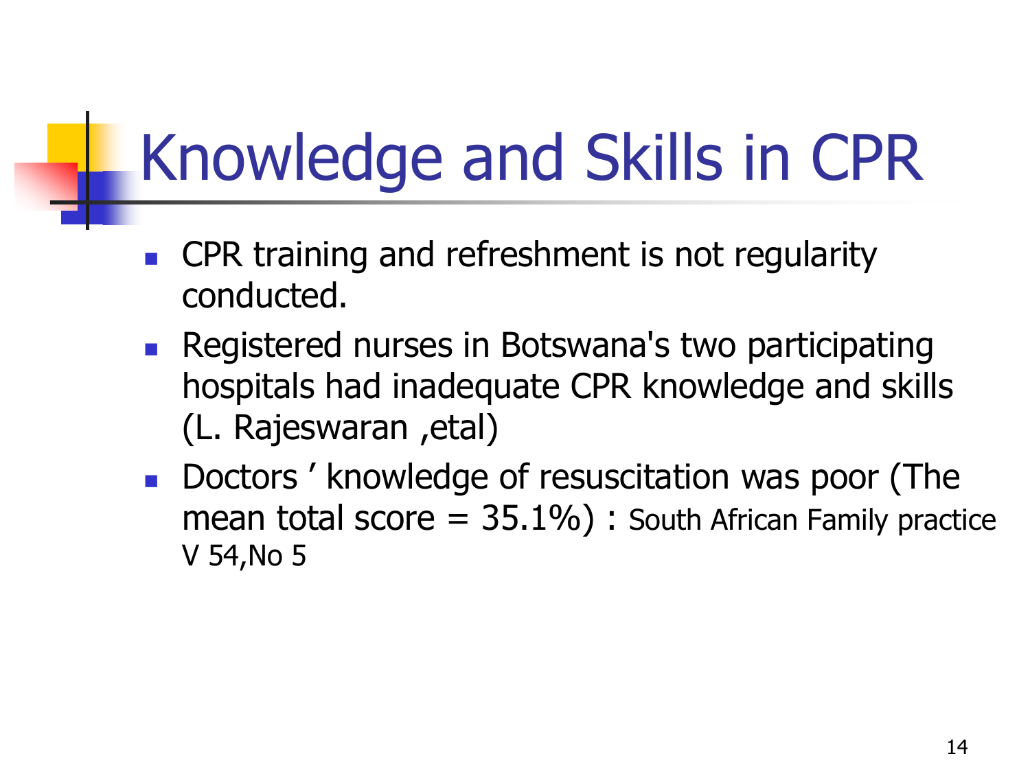# Knowledge and Skills in CPR

- CPR training and refreshment is not regularity conducted.
- Registered nurses in Botswana's two participating hospitals had inadequate CPR knowledge and skills (L. Rajeswaran ,etal)
- Doctors ' knowledge of resuscitation was poor (The mean total score = 35.1%) : South African Family practice V 54,No 5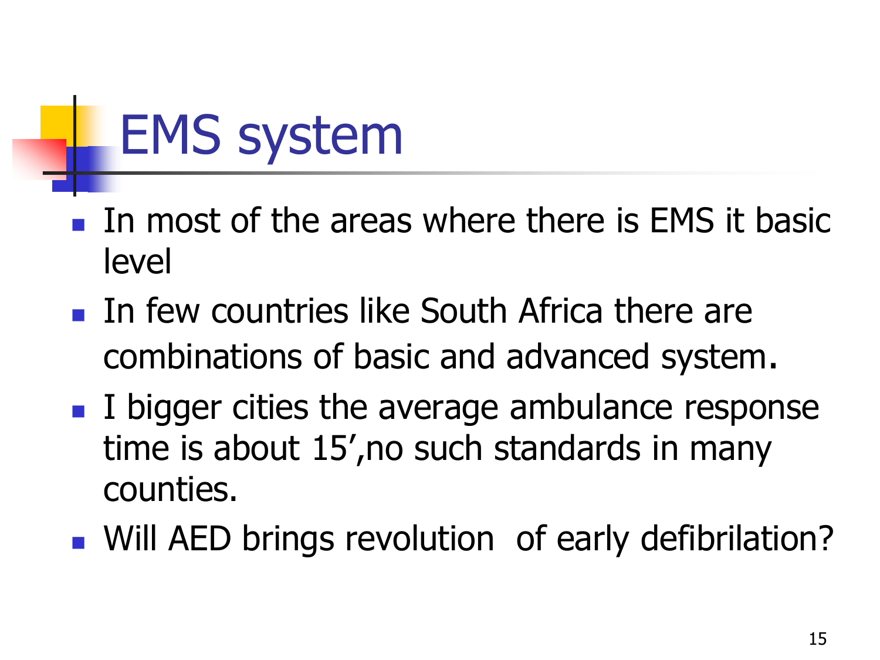# EMS system

- In most of the areas where there is EMS it basic level
- In few countries like South Africa there are combinations of basic and advanced system.
- I bigger cities the average ambulance response time is about 15',no such standards in many counties.
- Will AED brings revolution  of early defibrilation?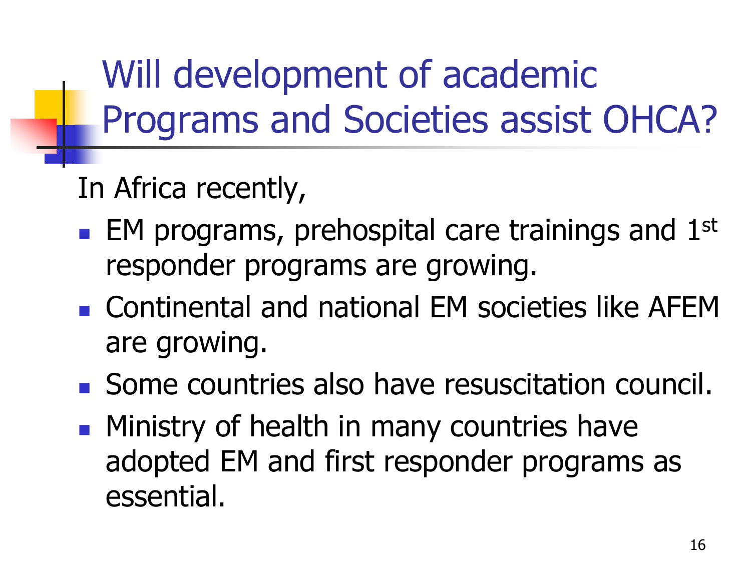# Will development of academic Programs and Societies assist OHCA?

In Africa recently,

- EM programs, prehospital care trainings and 1st responder programs are growing.
- Continental and national EM societies like AFEM are growing.
- Some countries also have resuscitation council.
- Ministry of health in many countries have adopted EM and first responder programs as essential.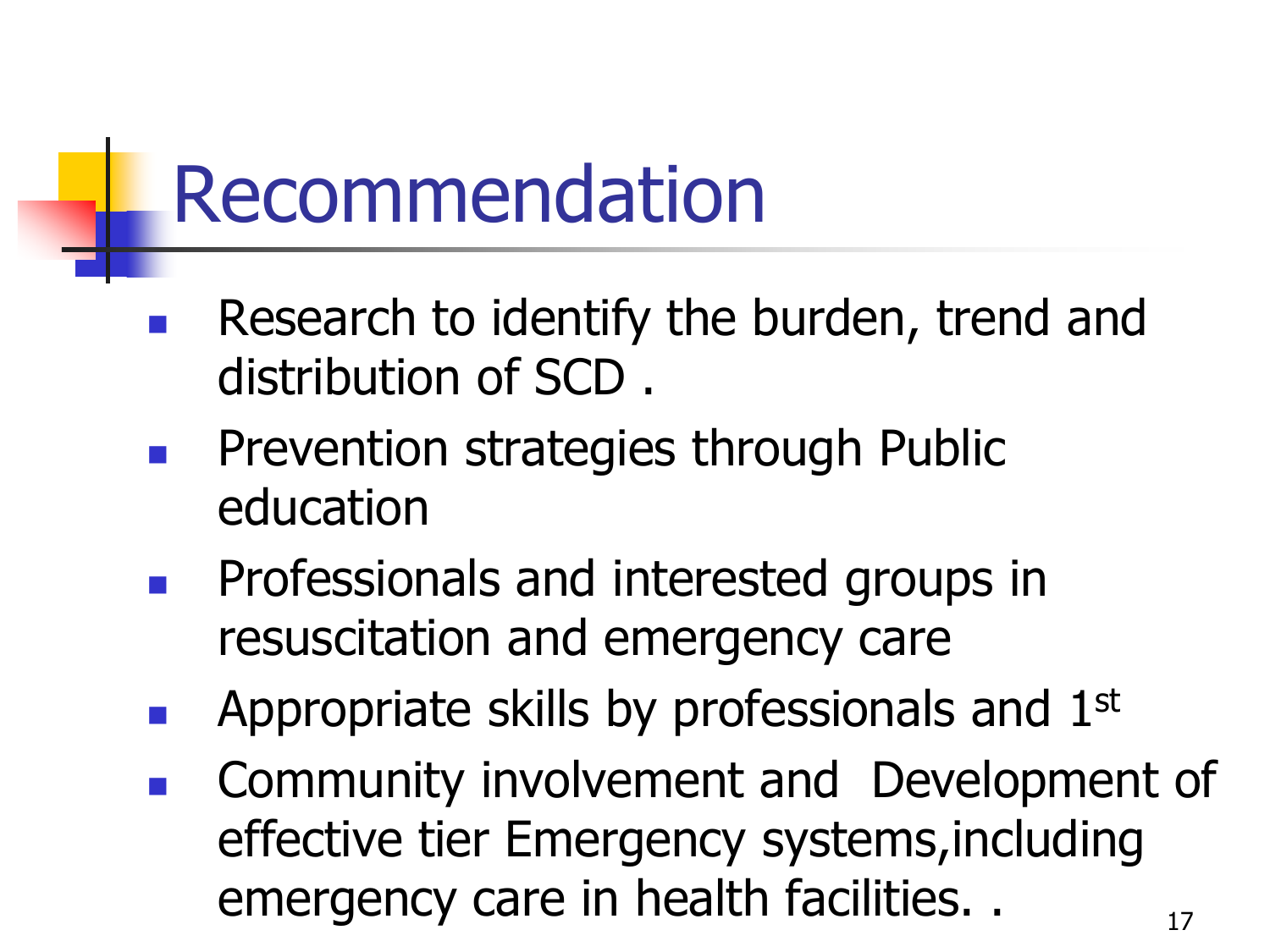# Recommendation

- Research to identify the burden, trend and distribution of SCD .
- Prevention strategies through Public education
- Professionals and interested groups in resuscitation and emergency care
- Appropriate skills by professionals and 1st
- Community involvement and Development of effective tier Emergency systems,including emergency care in health facilities. .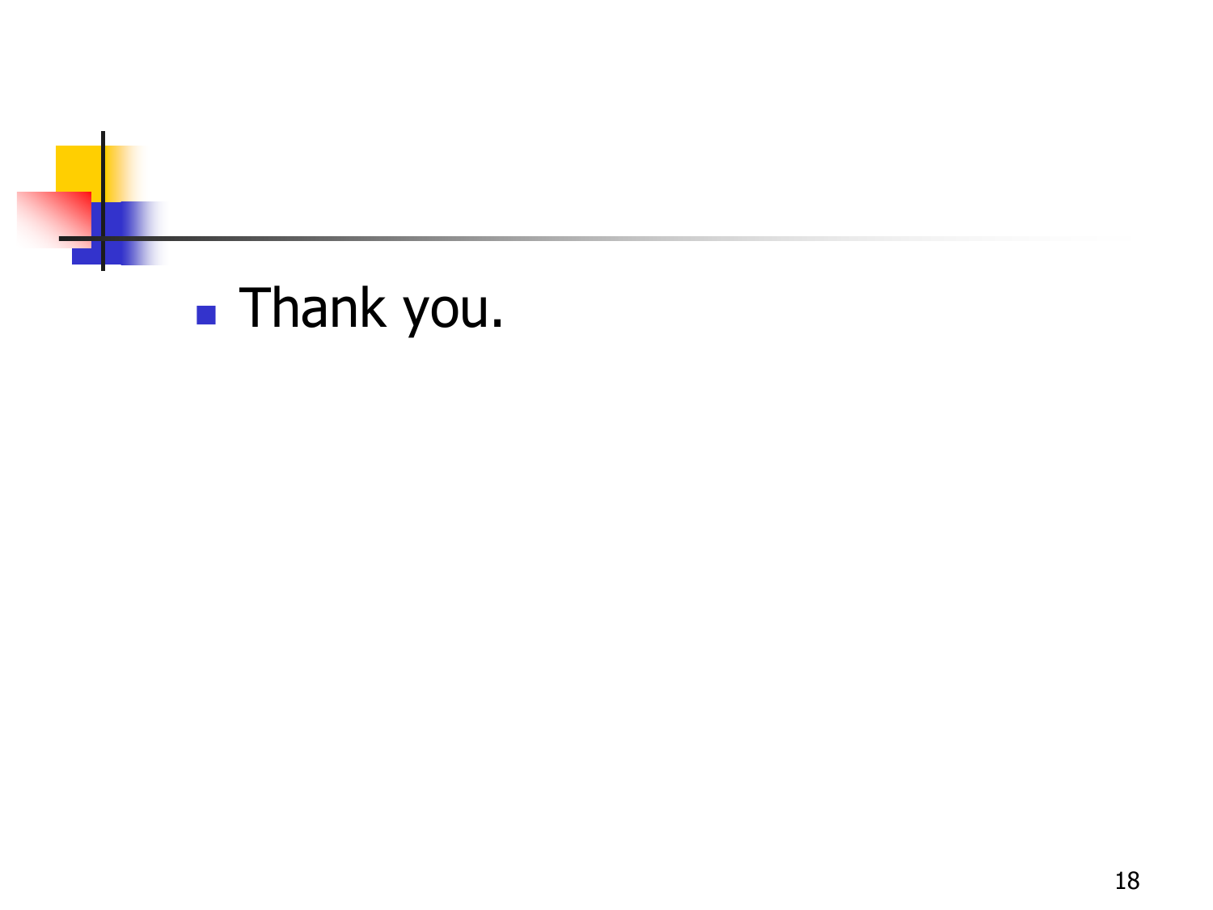- Thank you.